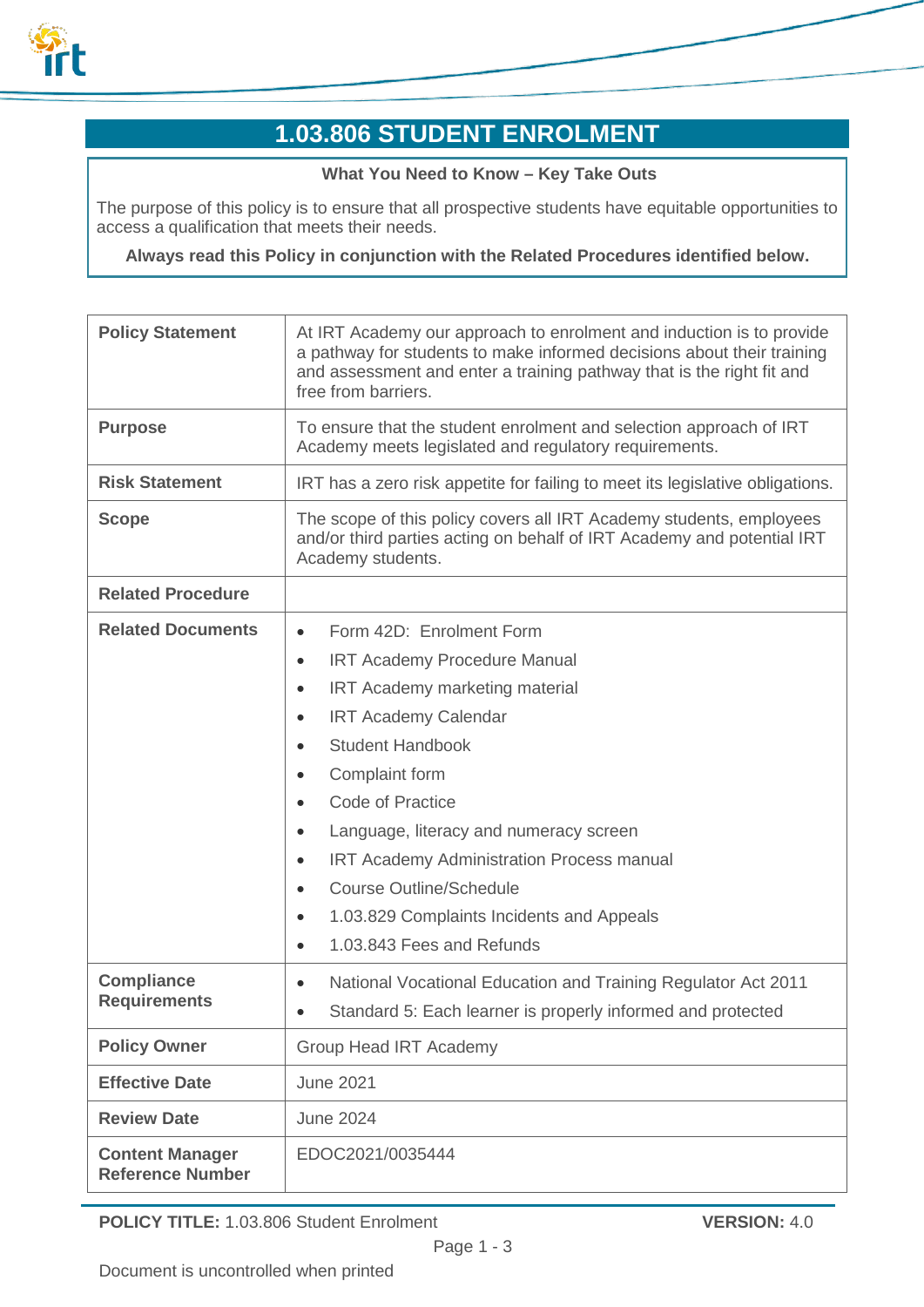# 1.03.806 STUDENT ENROLMENT

**What You Need to Know – Key Take Outs**

The purpose of this policy is to ensure that all prospective students have equitable opportunities to access a qualification that meets their needs.

**Always read this Policy in conjunction with the Related Procedures identified below.**

| | |
|---|---|
| **Policy Statement** | At IRT Academy our approach to enrolment and induction is to provide a pathway for students to make informed decisions about their training and assessment and enter a training pathway that is the right fit and free from barriers. |
| **Purpose** | To ensure that the student enrolment and selection approach of IRT Academy meets legislated and regulatory requirements. |
| **Risk Statement** | IRT has a zero risk appetite for failing to meet its legislative obligations. |
| **Scope** | The scope of this policy covers all IRT Academy students, employees and/or third parties acting on behalf of IRT Academy and potential IRT Academy students. |
| **Related Procedure** | |
| **Related Documents** | • Form 42D: Enrolment Form<br>• IRT Academy Procedure Manual<br>• IRT Academy marketing material<br>• IRT Academy Calendar<br>• Student Handbook<br>• Complaint form<br>• Code of Practice<br>• Language, literacy and numeracy screen<br>• IRT Academy Administration Process manual<br>• Course Outline/Schedule<br>• 1.03.829 Complaints Incidents and Appeals<br>• 1.03.843 Fees and Refunds |
| **Compliance Requirements** | • National Vocational Education and Training Regulator Act 2011<br>• Standard 5: Each learner is properly informed and protected |
| **Policy Owner** | Group Head IRT Academy |
| **Effective Date** | June 2021 |
| **Review Date** | June 2024 |
| **Content Manager Reference Number** | EDOC2021/0035444 |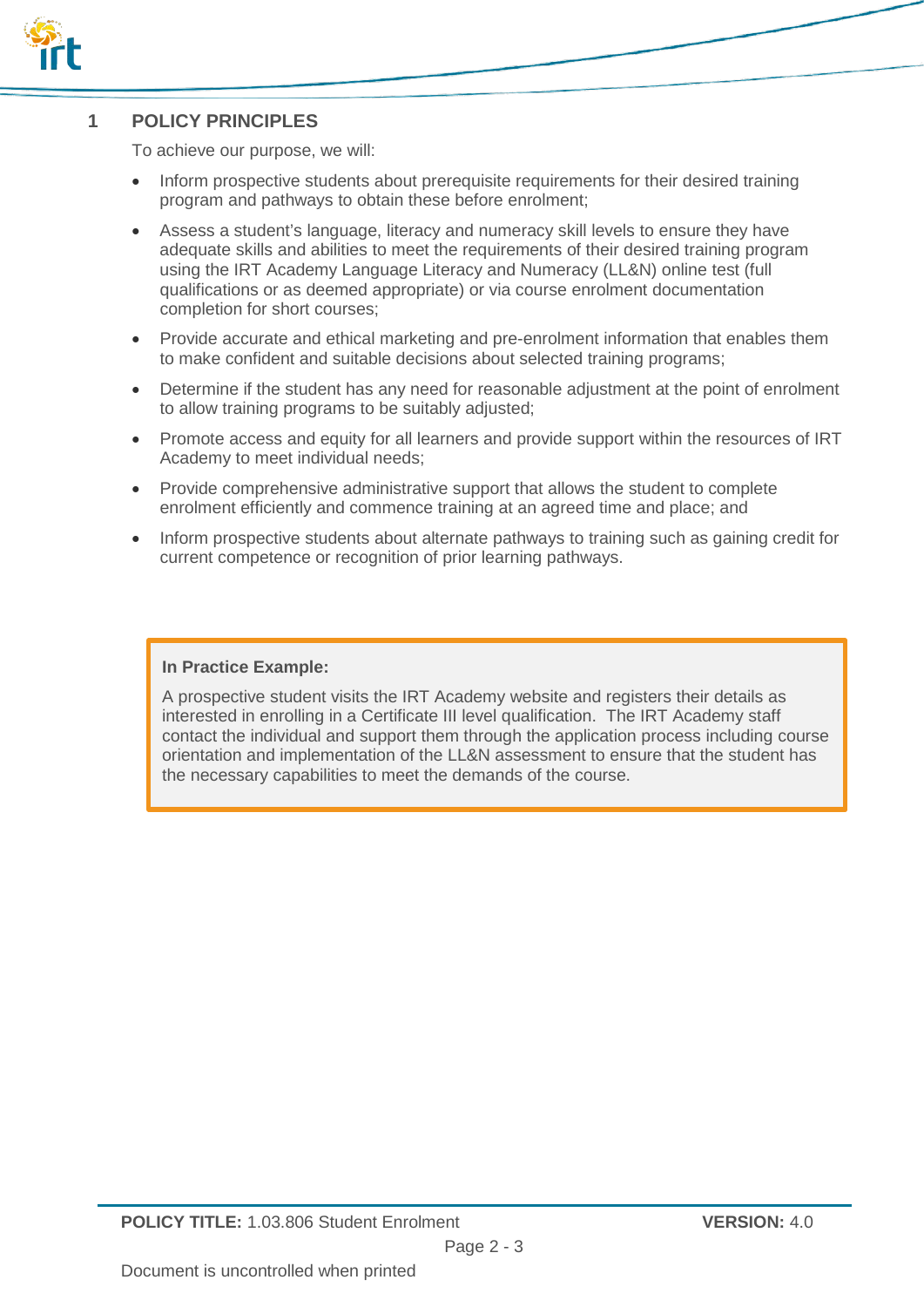## 1 POLICY PRINCIPLES

To achieve our purpose, we will:

- Inform prospective students about prerequisite requirements for their desired training program and pathways to obtain these before enrolment;
- Assess a student's language, literacy and numeracy skill levels to ensure they have adequate skills and abilities to meet the requirements of their desired training program using the IRT Academy Language Literacy and Numeracy (LL&N) online test (full qualifications or as deemed appropriate) or via course enrolment documentation completion for short courses;
- Provide accurate and ethical marketing and pre-enrolment information that enables them to make confident and suitable decisions about selected training programs;
- Determine if the student has any need for reasonable adjustment at the point of enrolment to allow training programs to be suitably adjusted;
- Promote access and equity for all learners and provide support within the resources of IRT Academy to meet individual needs;
- Provide comprehensive administrative support that allows the student to complete enrolment efficiently and commence training at an agreed time and place; and
- Inform prospective students about alternate pathways to training such as gaining credit for current competence or recognition of prior learning pathways.

**In Practice Example:**

A prospective student visits the IRT Academy website and registers their details as interested in enrolling in a Certificate III level qualification. The IRT Academy staff contact the individual and support them through the application process including course orientation and implementation of the LL&N assessment to ensure that the student has the necessary capabilities to meet the demands of the course.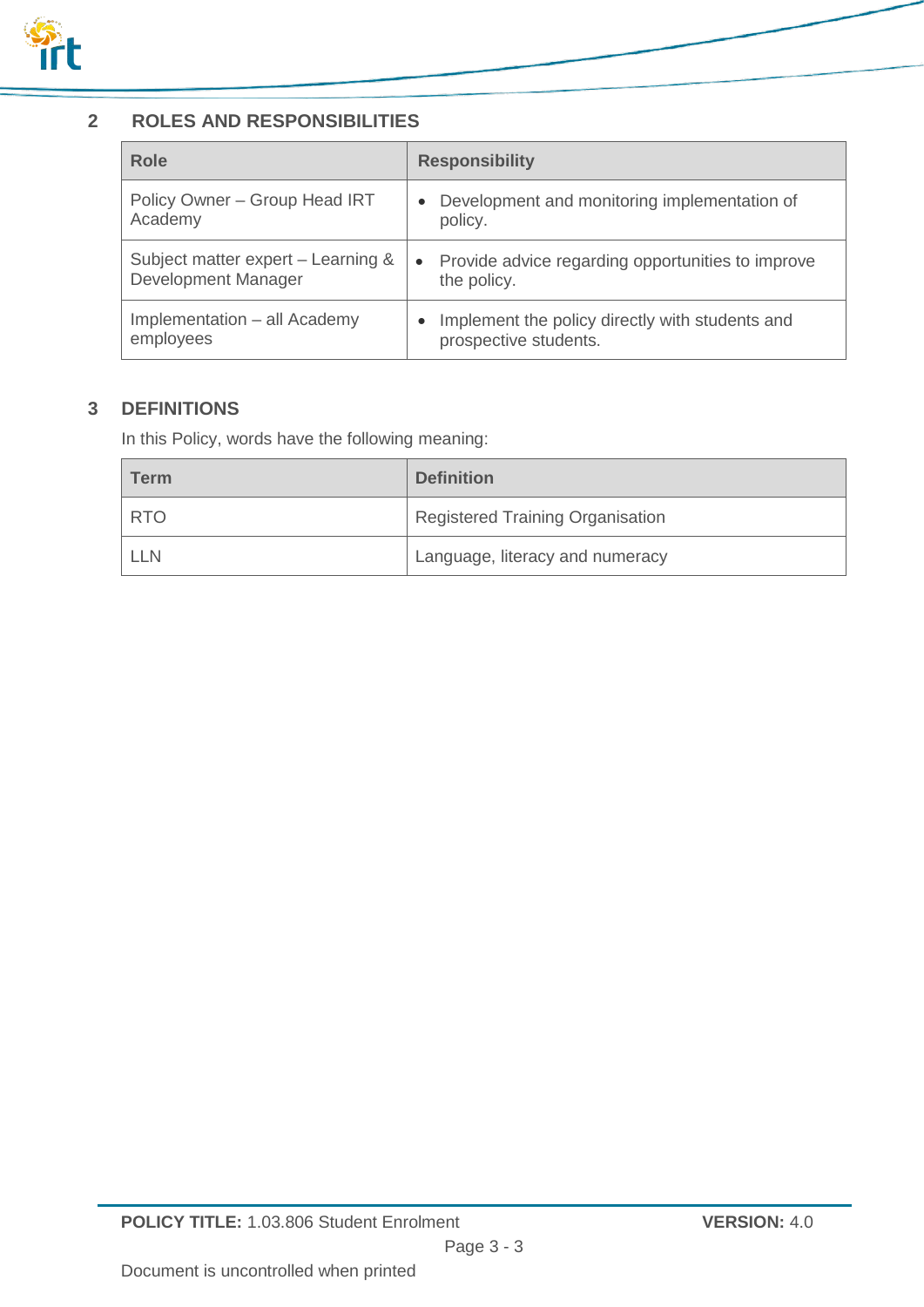## 2 ROLES AND RESPONSIBILITIES

| Role | Responsibility |
|---|---|
| Policy Owner – Group Head IRT Academy | • Development and monitoring implementation of policy. |
| Subject matter expert – Learning & Development Manager | • Provide advice regarding opportunities to improve the policy. |
| Implementation – all Academy employees | • Implement the policy directly with students and prospective students. |

## 3 DEFINITIONS

In this Policy, words have the following meaning:

| Term | Definition |
|---|---|
| RTO | Registered Training Organisation |
| LLN | Language, literacy and numeracy |